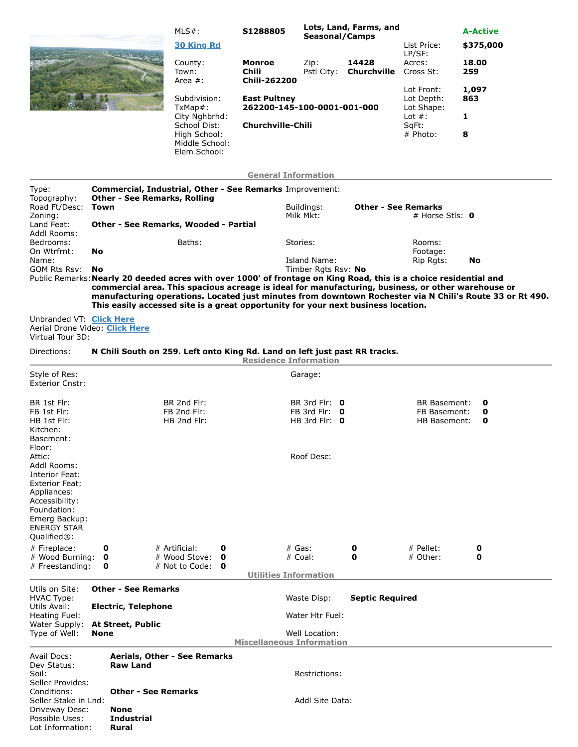| | | | | | |
|---|---|---|---|---|---|
| MLS#: | **S1288805** | **Lots, Land, Farms, and Seasonal/Camps** | | | **A-Active** |
| **30 King Rd** | | | | List Price: | **$375,000** |
| | | | | LP/SF: | |
| County: | **Monroe** | Zip: | **14428** | Acres: | **18.00** |
| Town: | **Chili** | Pstl City: | **Churchville** | Cross St: | **259** |
| Area #: | **Chili-262200** | | | | |
| | | | | Lot Front: | **1,097** |
| Subdivision: | **East Pultney** | | | Lot Depth: | **863** |
| TxMap#: | **262200-145-100-0001-001-000** | | | Lot Shape: | |
| City Nghbrhd: | | | | Lot #: | **1** |
| School Dist: | **Churchville-Chili** | | | SqFt: | |
| High School: | | | | # Photo: | **8** |
| Middle School: | | | | | |
| Elem School: | | | | | |

## General Information

| | | | | | |
|---|---|---|---|---|---|
| Type: | **Commercial, Industrial, Other - See Remarks** | Improvement: | | | |
| Topography: | **Other - See Remarks, Rolling** | | | | |
| Road Ft/Desc: | **Town** | Buildings: | **Other - See Remarks** | | |
| Zoning: | | Milk Mkt: | | # Horse Stls: | **0** |
| Land Feat: | **Other - See Remarks, Wooded - Partial** | | | | |
| Addl Rooms: | | | | | |
| Bedrooms: | Baths: | Stories: | | Rooms: | |
| On Wtrfrnt: | **No** | | | Footage: | |
| Name: | | Island Name: | | Rip Rgts: | **No** |
| GOM Rts Rsv: | **No** | Timber Rgts Rsv: | **No** | | |

Public Remarks: **Nearly 20 deeded acres with over 1000' of frontage on King Road, this is a choice residential and commercial area. This spacious acreage is ideal for manufacturing, business, or other warehouse or manufacturing operations. Located just minutes from downtown Rochester via N Chili's Route 33 or Rt 490. This easily accessed site is a great opportunity for your next business location.**

Unbranded VT: Click Here
Aerial Drone Video: Click Here
Virtual Tour 3D:

Directions: **N Chili South on 259. Left onto King Rd. Land on left just past RR tracks.**

## Residence Information

| | | | | | | | |
|---|---|---|---|---|---|---|---|
| Style of Res: | | | | Garage: | | | |
| Exterior Cnstr: | | | | | | | |
| BR 1st Flr: | | BR 2nd Flr: | | BR 3rd Flr: | **0** | BR Basement: | **0** |
| FB 1st Flr: | | FB 2nd Flr: | | FB 3rd Flr: | **0** | FB Basement: | **0** |
| HB 1st Flr: | | HB 2nd Flr: | | HB 3rd Flr: | **0** | HB Basement: | **0** |
| Kitchen: | | | | | | | |
| Basement: | | | | | | | |
| Floor: | | | | | | | |
| Attic: | | | | Roof Desc: | | | |
| Addl Rooms: | | | | | | | |
| Interior Feat: | | | | | | | |
| Exterior Feat: | | | | | | | |
| Appliances: | | | | | | | |
| Accessibility: | | | | | | | |
| Foundation: | | | | | | | |
| Emerg Backup: | | | | | | | |
| ENERGY STAR Qualified®: | | | | | | | |
| # Fireplace: | **0** | # Artificial: | **0** | # Gas: | **0** | # Pellet: | **0** |
| # Wood Burning: | **0** | # Wood Stove: | **0** | # Coal: | **0** | # Other: | **0** |
| # Freestanding: | **0** | # Not to Code: | **0** | | | | |

## Utilities Information

| | | | |
|---|---|---|---|
| Utils on Site: | **Other - See Remarks** | | |
| HVAC Type: | | Waste Disp: | **Septic Required** |
| Utils Avail: | **Electric, Telephone** | | |
| Heating Fuel: | | Water Htr Fuel: | |
| Water Supply: | **At Street, Public** | | |
| Type of Well: | **None** | Well Location: | |

## Miscellaneous Information

| | | | |
|---|---|---|---|
| Avail Docs: | **Aerials, Other - See Remarks** | | |
| Dev Status: | **Raw Land** | | |
| Soil: | | Restrictions: | |
| Seller Provides: | | | |
| Conditions: | **Other - See Remarks** | | |
| Seller Stake in Lnd: | | Addl Site Data: | |
| Driveway Desc: | **None** | | |
| Possible Uses: | **Industrial** | | |
| Lot Information: | **Rural** | | |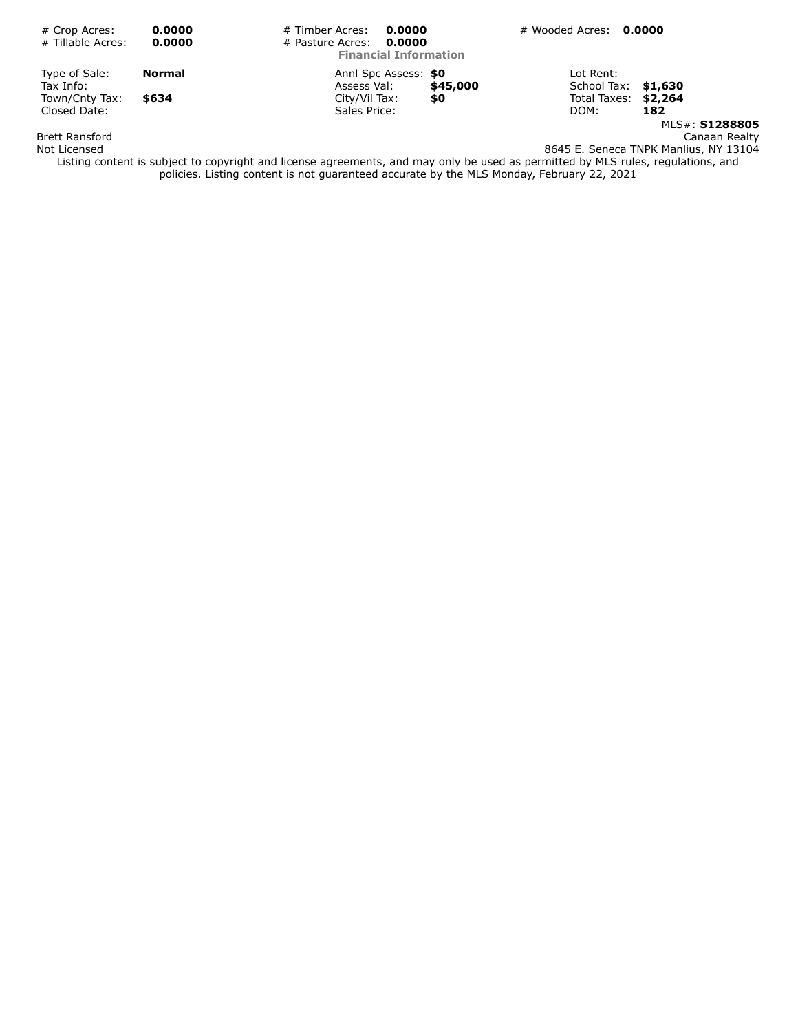| | | | | | |
|---|---|---|---|---|---|
| # Crop Acres: | **0.0000** | # Timber Acres: | **0.0000** | # Wooded Acres: | **0.0000** |
| # Tillable Acres: | **0.0000** | # Pasture Acres: | **0.0000** | | |

## Financial Information

| | | | | | |
|---|---|---|---|---|---|
| Type of Sale: | **Normal** | Annl Spc Assess: | **$0** | Lot Rent: | |
| Tax Info: | | Assess Val: | **$45,000** | School Tax: | **$1,630** |
| Town/Cnty Tax: | **$634** | City/Vil Tax: | **$0** | Total Taxes: | **$2,264** |
| Closed Date: | | Sales Price: | | DOM: | **182** |

MLS#: **S1288805**

Brett Ransford
Not Licensed

Canaan Realty
8645 E. Seneca TNPK Manlius, NY 13104

Listing content is subject to copyright and license agreements, and may only be used as permitted by MLS rules, regulations, and policies. Listing content is not guaranteed accurate by the MLS Monday, February 22, 2021